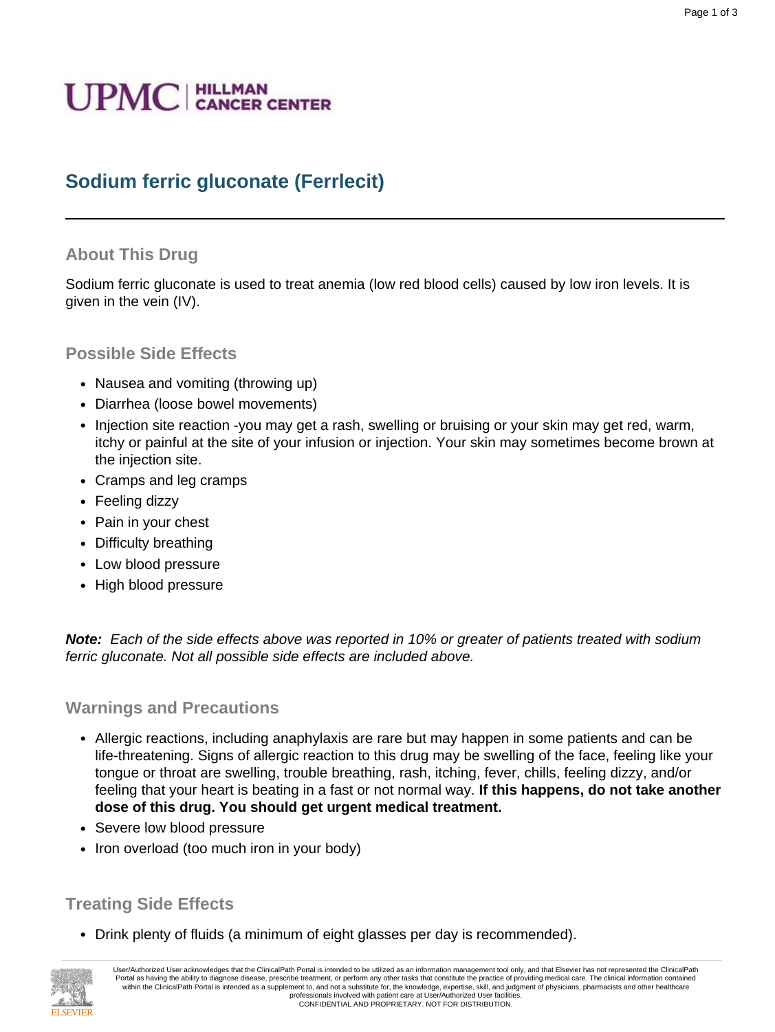UPMC | HILLMAN CANCER CENTER

# Sodium ferric gluconate (Ferrlecit)

---

## About This Drug

Sodium ferric gluconate is used to treat anemia (low red blood cells) caused by low iron levels. It is given in the vein (IV).

## Possible Side Effects

- Nausea and vomiting (throwing up)
- Diarrhea (loose bowel movements)
- Injection site reaction -you may get a rash, swelling or bruising or your skin may get red, warm, itchy or painful at the site of your infusion or injection. Your skin may sometimes become brown at the injection site.
- Cramps and leg cramps
- Feeling dizzy
- Pain in your chest
- Difficulty breathing
- Low blood pressure
- High blood pressure

***Note:*** *Each of the side effects above was reported in 10% or greater of patients treated with sodium ferric gluconate. Not all possible side effects are included above.*

## Warnings and Precautions

- Allergic reactions, including anaphylaxis are rare but may happen in some patients and can be life-threatening. Signs of allergic reaction to this drug may be swelling of the face, feeling like your tongue or throat are swelling, trouble breathing, rash, itching, fever, chills, feeling dizzy, and/or feeling that your heart is beating in a fast or not normal way. **If this happens, do not take another dose of this drug. You should get urgent medical treatment.**
- Severe low blood pressure
- Iron overload (too much iron in your body)

## Treating Side Effects

- Drink plenty of fluids (a minimum of eight glasses per day is recommended).

User/Authorized User acknowledges that the ClinicalPath Portal is intended to be utilized as an information management tool only, and that Elsevier has not represented the ClinicalPath Portal as having the ability to diagnose disease, prescribe treatment, or perform any other tasks that constitute the practice of providing medical care. The clinical information contained within the ClinicalPath Portal is intended as a supplement to, and not a substitute for, the knowledge, expertise, skill, and judgment of physicians, pharmacists and other healthcare professionals involved with patient care at User/Authorized User facilities.
CONFIDENTIAL AND PROPRIETARY. NOT FOR DISTRIBUTION.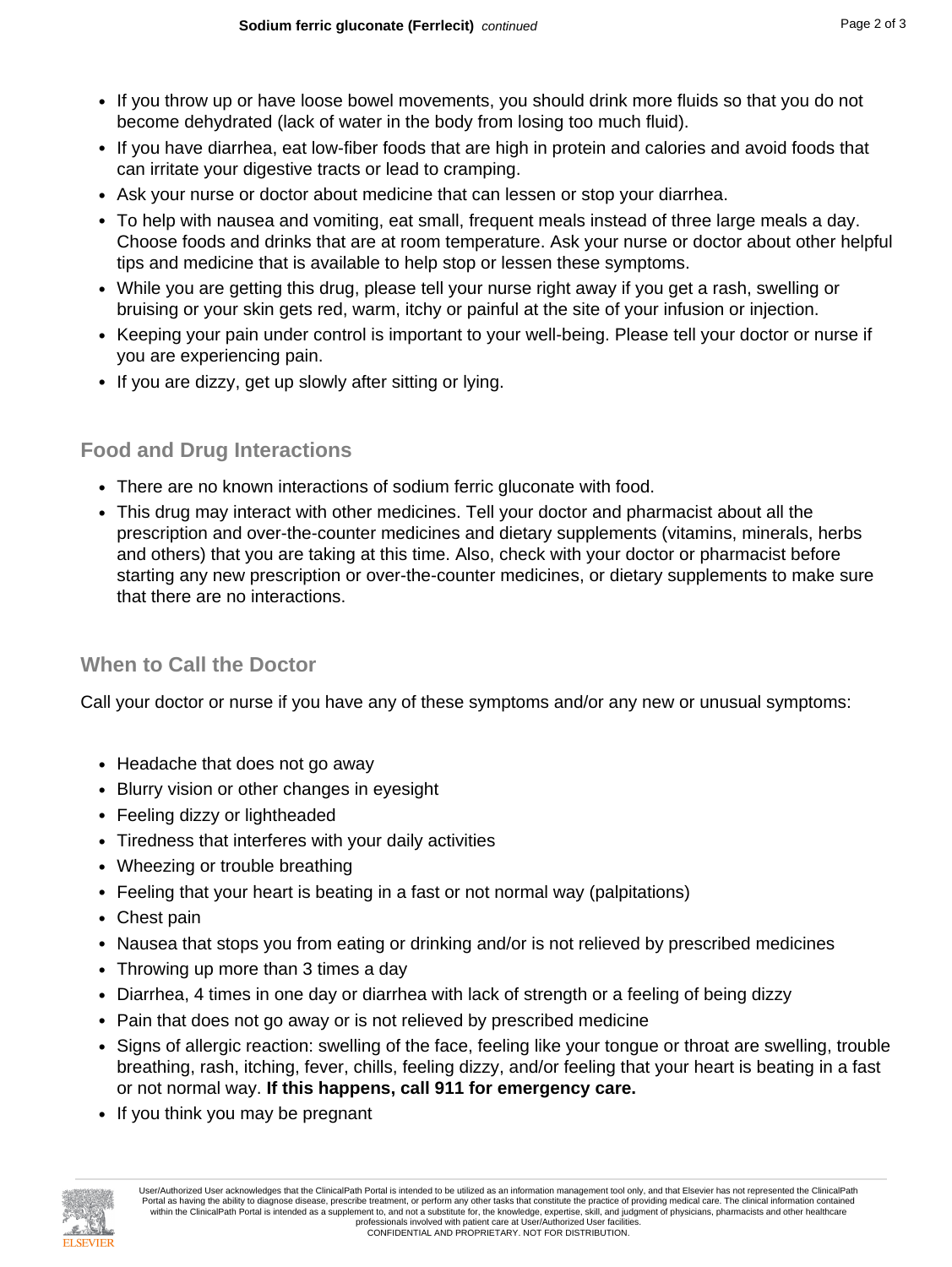- If you throw up or have loose bowel movements, you should drink more fluids so that you do not become dehydrated (lack of water in the body from losing too much fluid).
- If you have diarrhea, eat low-fiber foods that are high in protein and calories and avoid foods that can irritate your digestive tracts or lead to cramping.
- Ask your nurse or doctor about medicine that can lessen or stop your diarrhea.
- To help with nausea and vomiting, eat small, frequent meals instead of three large meals a day. Choose foods and drinks that are at room temperature. Ask your nurse or doctor about other helpful tips and medicine that is available to help stop or lessen these symptoms.
- While you are getting this drug, please tell your nurse right away if you get a rash, swelling or bruising or your skin gets red, warm, itchy or painful at the site of your infusion or injection.
- Keeping your pain under control is important to your well-being. Please tell your doctor or nurse if you are experiencing pain.
- If you are dizzy, get up slowly after sitting or lying.

## Food and Drug Interactions

- There are no known interactions of sodium ferric gluconate with food.
- This drug may interact with other medicines. Tell your doctor and pharmacist about all the prescription and over-the-counter medicines and dietary supplements (vitamins, minerals, herbs and others) that you are taking at this time. Also, check with your doctor or pharmacist before starting any new prescription or over-the-counter medicines, or dietary supplements to make sure that there are no interactions.

## When to Call the Doctor

Call your doctor or nurse if you have any of these symptoms and/or any new or unusual symptoms:

- Headache that does not go away
- Blurry vision or other changes in eyesight
- Feeling dizzy or lightheaded
- Tiredness that interferes with your daily activities
- Wheezing or trouble breathing
- Feeling that your heart is beating in a fast or not normal way (palpitations)
- Chest pain
- Nausea that stops you from eating or drinking and/or is not relieved by prescribed medicines
- Throwing up more than 3 times a day
- Diarrhea, 4 times in one day or diarrhea with lack of strength or a feeling of being dizzy
- Pain that does not go away or is not relieved by prescribed medicine
- Signs of allergic reaction: swelling of the face, feeling like your tongue or throat are swelling, trouble breathing, rash, itching, fever, chills, feeling dizzy, and/or feeling that your heart is beating in a fast or not normal way. **If this happens, call 911 for emergency care.**
- If you think you may be pregnant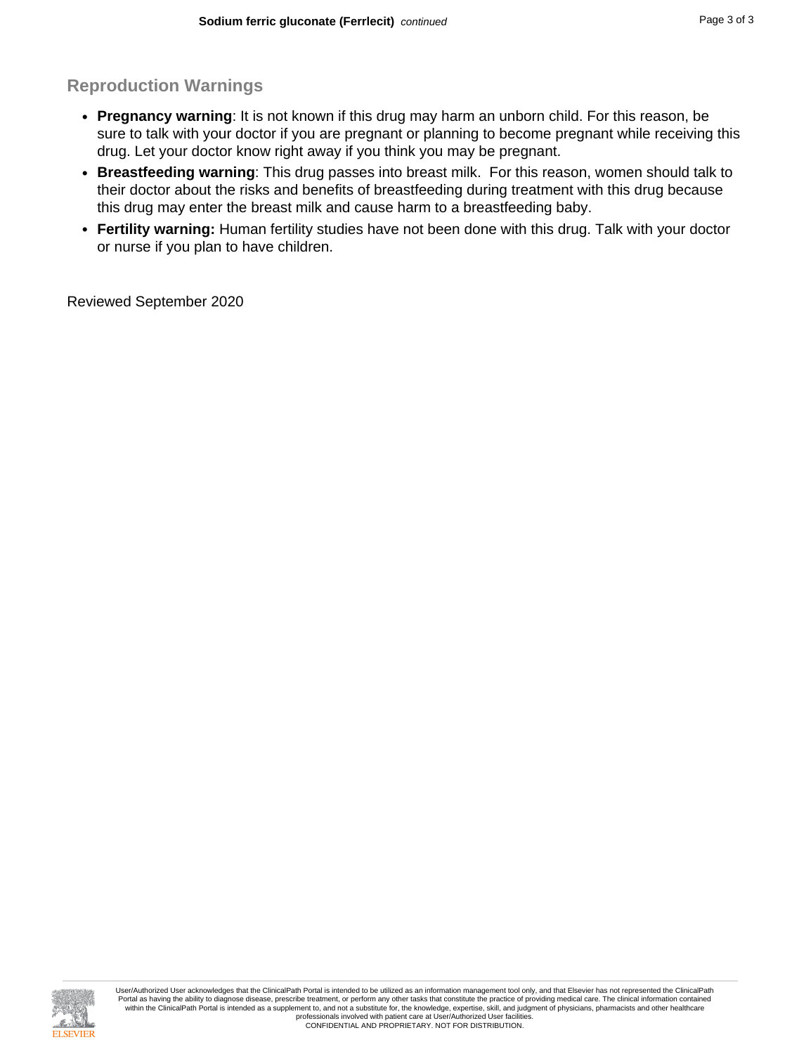## Reproduction Warnings

- **Pregnancy warning**: It is not known if this drug may harm an unborn child. For this reason, be sure to talk with your doctor if you are pregnant or planning to become pregnant while receiving this drug. Let your doctor know right away if you think you may be pregnant.
- **Breastfeeding warning**: This drug passes into breast milk. For this reason, women should talk to their doctor about the risks and benefits of breastfeeding during treatment with this drug because this drug may enter the breast milk and cause harm to a breastfeeding baby.
- **Fertility warning:** Human fertility studies have not been done with this drug. Talk with your doctor or nurse if you plan to have children.

Reviewed September 2020

User/Authorized User acknowledges that the ClinicalPath Portal is intended to be utilized as an information management tool only, and that Elsevier has not represented the ClinicalPath Portal as having the ability to diagnose disease, prescribe treatment, or perform any other tasks that constitute the practice of providing medical care. The clinical information contained within the ClinicalPath Portal is intended as a supplement to, and not a substitute for, the knowledge, expertise, skill, and judgment of physicians, pharmacists and other healthcare professionals involved with patient care at User/Authorized User facilities.
CONFIDENTIAL AND PROPRIETARY. NOT FOR DISTRIBUTION.